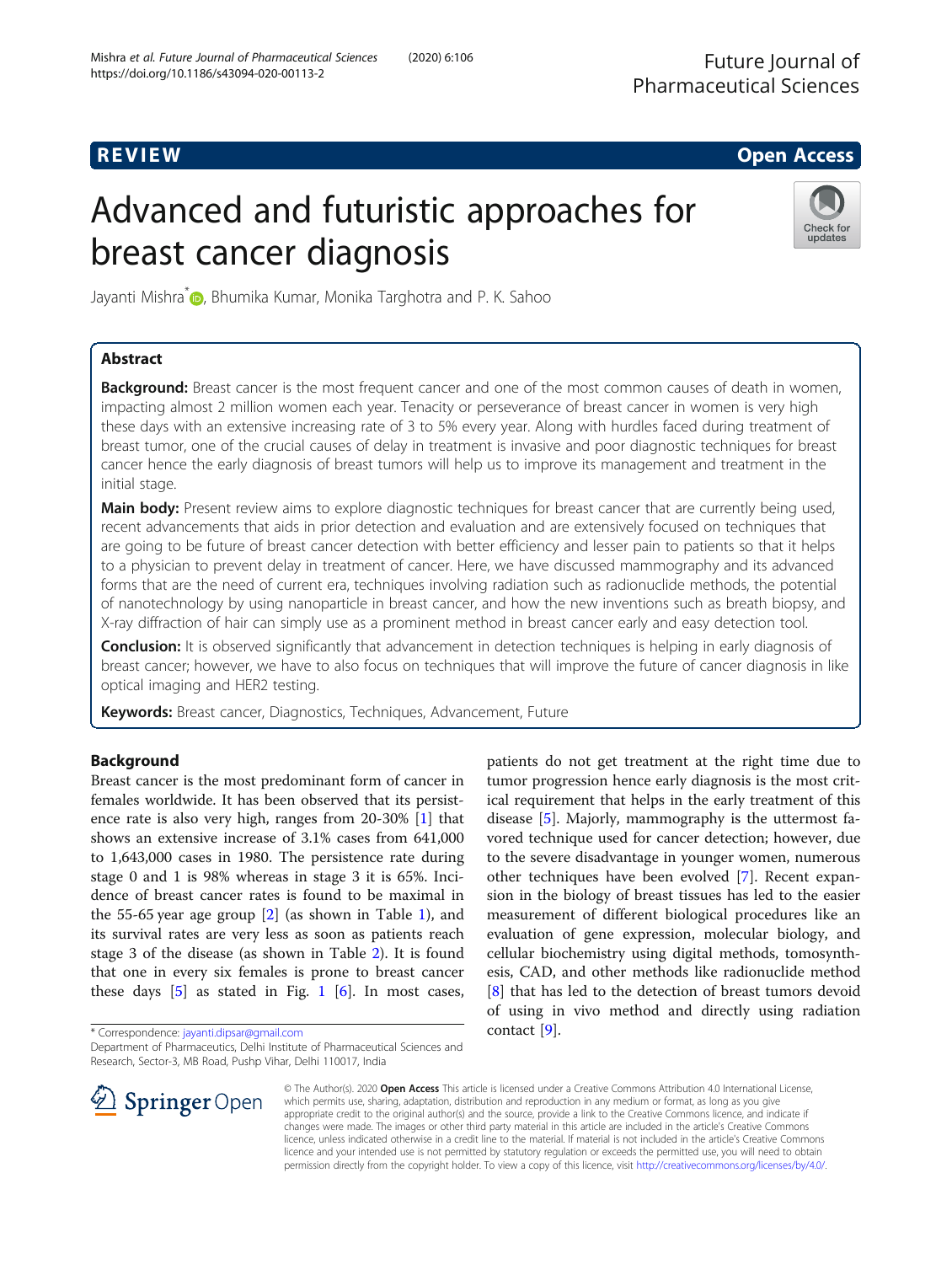# Advanced and futuristic approaches for breast cancer diagnosis

Jayanti Mishra*, Bhumika Kumar, Monika Targhotra and P. K. Sahoo

## Abstract

**Background:** Breast cancer is the most frequent cancer and one of the most common causes of death in women, impacting almost 2 million women each year. Tenacity or perseverance of breast cancer in women is very high these days with an extensive increasing rate of 3 to 5% every year. Along with hurdles faced during treatment of breast tumor, one of the crucial causes of delay in treatment is invasive and poor diagnostic techniques for breast cancer hence the early diagnosis of breast tumors will help us to improve its management and treatment in the initial stage.

**Main body:** Present review aims to explore diagnostic techniques for breast cancer that are currently being used, recent advancements that aids in prior detection and evaluation and are extensively focused on techniques that are going to be future of breast cancer detection with better efficiency and lesser pain to patients so that it helps to a physician to prevent delay in treatment of cancer. Here, we have discussed mammography and its advanced forms that are the need of current era, techniques involving radiation such as radionuclide methods, the potential of nanotechnology by using nanoparticle in breast cancer, and how the new inventions such as breath biopsy, and X-ray diffraction of hair can simply use as a prominent method in breast cancer early and easy detection tool.

**Conclusion:** It is observed significantly that advancement in detection techniques is helping in early diagnosis of breast cancer; however, we have to also focus on techniques that will improve the future of cancer diagnosis in like optical imaging and HER2 testing.

**Keywords:** Breast cancer, Diagnostics, Techniques, Advancement, Future

## Background

Breast cancer is the most predominant form of cancer in females worldwide. It has been observed that its persistence rate is also very high, ranges from 20-30% [1] that shows an extensive increase of 3.1% cases from 641,000 to 1,643,000 cases in 1980. The persistence rate during stage 0 and 1 is 98% whereas in stage 3 it is 65%. Incidence of breast cancer rates is found to be maximal in the 55-65 year age group [2] (as shown in Table 1), and its survival rates are very less as soon as patients reach stage 3 of the disease (as shown in Table 2). It is found that one in every six females is prone to breast cancer these days [5] as stated in Fig. 1 [6]. In most cases, patients do not get treatment at the right time due to tumor progression hence early diagnosis is the most critical requirement that helps in the early treatment of this disease [5]. Majorly, mammography is the uttermost favored technique used for cancer detection; however, due to the severe disadvantage in younger women, numerous other techniques have been evolved [7]. Recent expansion in the biology of breast tissues has led to the easier measurement of different biological procedures like an evaluation of gene expression, molecular biology, and cellular biochemistry using digital methods, tomosynthesis, CAD, and other methods like radionuclide method [8] that has led to the detection of breast tumors devoid of using in vivo method and directly using radiation contact [9].

* Correspondence: jayanti.dipsar@gmail.com
Department of Pharmaceutics, Delhi Institute of Pharmaceutical Sciences and Research, Sector-3, MB Road, Pushp Vihar, Delhi 110017, India

© The Author(s). 2020 **Open Access** This article is licensed under a Creative Commons Attribution 4.0 International License, which permits use, sharing, adaptation, distribution and reproduction in any medium or format, as long as you give appropriate credit to the original author(s) and the source, provide a link to the Creative Commons licence, and indicate if changes were made. The images or other third party material in this article are included in the article's Creative Commons licence, unless indicated otherwise in a credit line to the material. If material is not included in the article's Creative Commons licence and your intended use is not permitted by statutory regulation or exceeds the permitted use, you will need to obtain permission directly from the copyright holder. To view a copy of this licence, visit http://creativecommons.org/licenses/by/4.0/.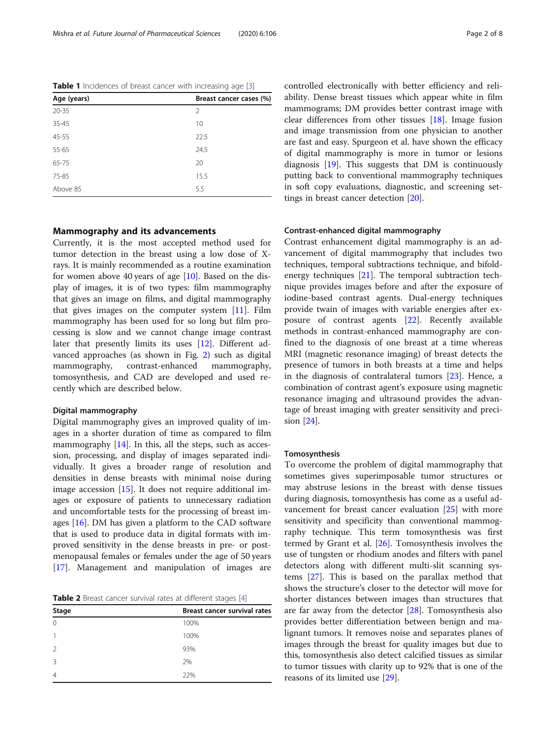**Table 1** Incidences of breast cancer with increasing age [3]

| Age (years) | Breast cancer cases (%) |
|---|---|
| 20-35 | 2 |
| 35-45 | 10 |
| 45-55 | 22.5 |
| 55-65 | 24.5 |
| 65-75 | 20 |
| 75-85 | 15.5 |
| Above 85 | 5.5 |

## Mammography and its advancements

Currently, it is the most accepted method used for tumor detection in the breast using a low dose of X-rays. It is mainly recommended as a routine examination for women above 40 years of age [10]. Based on the display of images, it is of two types: film mammography that gives an image on films, and digital mammography that gives images on the computer system [11]. Film mammography has been used for so long but film processing is slow and we cannot change image contrast later that presently limits its uses [12]. Different advanced approaches (as shown in Fig. 2) such as digital mammography, contrast-enhanced mammography, tomosynthesis, and CAD are developed and used recently which are described below.

### Digital mammography

Digital mammography gives an improved quality of images in a shorter duration of time as compared to film mammography [14]. In this, all the steps, such as accession, processing, and display of images separated individually. It gives a broader range of resolution and densities in dense breasts with minimal noise during image accession [15]. It does not require additional images or exposure of patients to unnecessary radiation and uncomfortable tests for the processing of breast images [16]. DM has given a platform to the CAD software that is used to produce data in digital formats with improved sensitivity in the dense breasts in pre- or post-menopausal females or females under the age of 50 years [17]. Management and manipulation of images are controlled electronically with better efficiency and reliability. Dense breast tissues which appear white in film mammograms; DM provides better contrast image with clear differences from other tissues [18]. Image fusion and image transmission from one physician to another are fast and easy. Spurgeon et al. have shown the efficacy of digital mammography is more in tumor or lesions diagnosis [19]. This suggests that DM is continuously putting back to conventional mammography techniques in soft copy evaluations, diagnostic, and screening settings in breast cancer detection [20].

**Table 2** Breast cancer survival rates at different stages [4]

| Stage | Breast cancer survival rates |
|---|---|
| 0 | 100% |
| 1 | 100% |
| 2 | 93% |
| 3 | 2% |
| 4 | 22% |

### Contrast-enhanced digital mammography

Contrast enhancement digital mammography is an advancement of digital mammography that includes two techniques, temporal subtractions technique, and bifold-energy techniques [21]. The temporal subtraction technique provides images before and after the exposure of iodine-based contrast agents. Dual-energy techniques provide twain of images with variable energies after exposure of contrast agents [22]. Recently available methods in contrast-enhanced mammography are confined to the diagnosis of one breast at a time whereas MRI (magnetic resonance imaging) of breast detects the presence of tumors in both breasts at a time and helps in the diagnosis of contralateral tumors [23]. Hence, a combination of contrast agent's exposure using magnetic resonance imaging and ultrasound provides the advantage of breast imaging with greater sensitivity and precision [24].

### Tomosynthesis

To overcome the problem of digital mammography that sometimes gives superimposable tumor structures or may abstruse lesions in the breast with dense tissues during diagnosis, tomosynthesis has come as a useful advancement for breast cancer evaluation [25] with more sensitivity and specificity than conventional mammography technique. This term tomosynthesis was first termed by Grant et al. [26]. Tomosynthesis involves the use of tungsten or rhodium anodes and filters with panel detectors along with different multi-slit scanning systems [27]. This is based on the parallax method that shows the structure's closer to the detector will move for shorter distances between images than structures that are far away from the detector [28]. Tomosynthesis also provides better differentiation between benign and malignant tumors. It removes noise and separates planes of images through the breast for quality images but due to this, tomosynthesis also detect calcified tissues as similar to tumor tissues with clarity up to 92% that is one of the reasons of its limited use [29].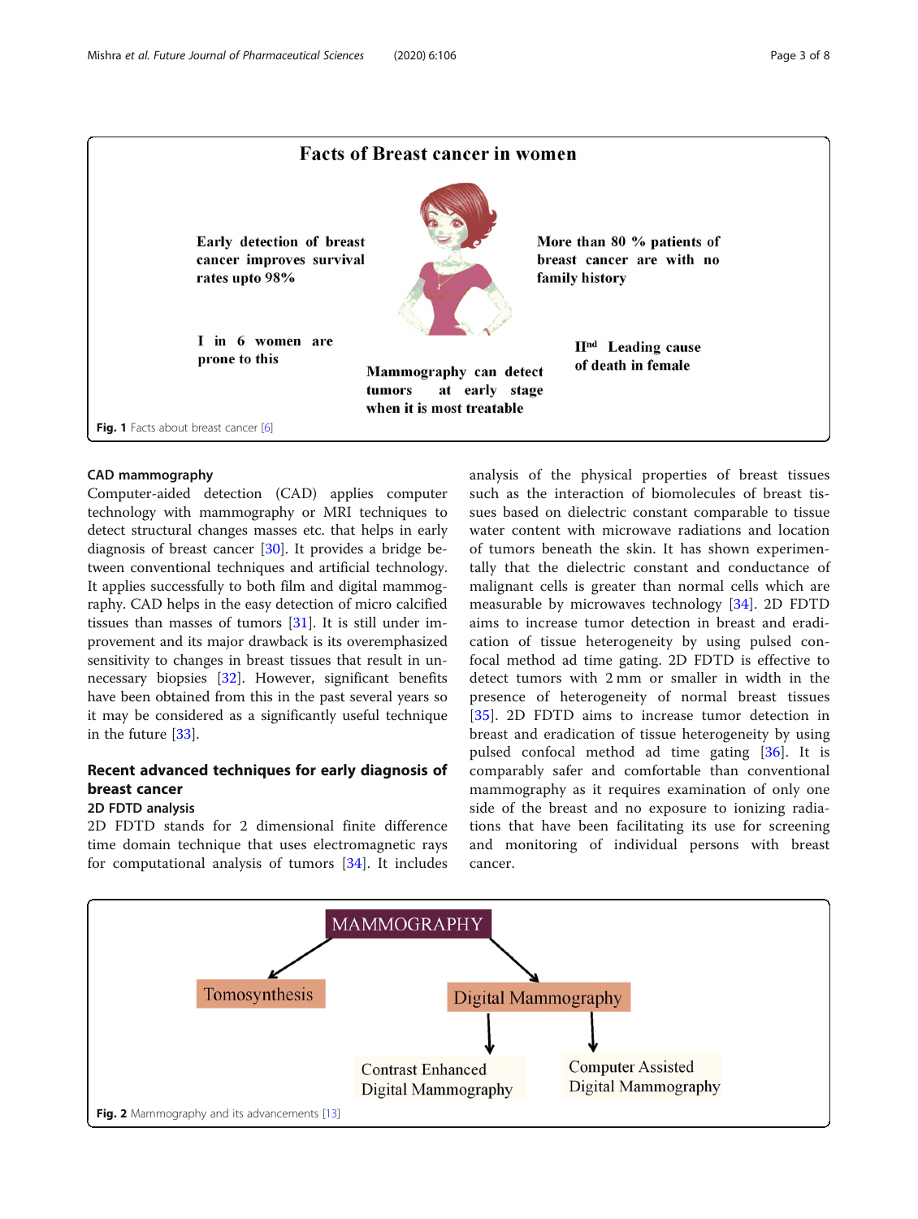**Facts of Breast cancer in women**

Early detection of breast cancer improves survival rates upto 98%

More than 80 % patients of breast cancer are with no family history

I in 6 women are prone to this

Mammography can detect tumors at early stage when it is most treatable

II[nd] Leading cause of death in female

**Fig. 1** Facts about breast cancer [6]

### CAD mammography

Computer-aided detection (CAD) applies computer technology with mammography or MRI techniques to detect structural changes masses etc. that helps in early diagnosis of breast cancer [30]. It provides a bridge between conventional techniques and artificial technology. It applies successfully to both film and digital mammography. CAD helps in the easy detection of micro calcified tissues than masses of tumors [31]. It is still under improvement and its major drawback is its overemphasized sensitivity to changes in breast tissues that result in unnecessary biopsies [32]. However, significant benefits have been obtained from this in the past several years so it may be considered as a significantly useful technique in the future [33].

## Recent advanced techniques for early diagnosis of breast cancer

### 2D FDTD analysis

2D FDTD stands for 2 dimensional finite difference time domain technique that uses electromagnetic rays for computational analysis of tumors [34]. It includes analysis of the physical properties of breast tissues such as the interaction of biomolecules of breast tissues based on dielectric constant comparable to tissue water content with microwave radiations and location of tumors beneath the skin. It has shown experimentally that the dielectric constant and conductance of malignant cells is greater than normal cells which are measurable by microwaves technology [34]. 2D FDTD aims to increase tumor detection in breast and eradication of tissue heterogeneity by using pulsed confocal method ad time gating. 2D FDTD is effective to detect tumors with 2 mm or smaller in width in the presence of heterogeneity of normal breast tissues [35]. 2D FDTD aims to increase tumor detection in breast and eradication of tissue heterogeneity by using pulsed confocal method ad time gating [36]. It is comparably safer and comfortable than conventional mammography as it requires examination of only one side of the breast and no exposure to ionizing radiations that have been facilitating its use for screening and monitoring of individual persons with breast cancer.

MAMMOGRAPHY

- Tomosynthesis
- Digital Mammography
  - Contrast Enhanced Digital Mammography
  - Computer Assisted Digital Mammography

**Fig. 2** Mammography and its advancements [13]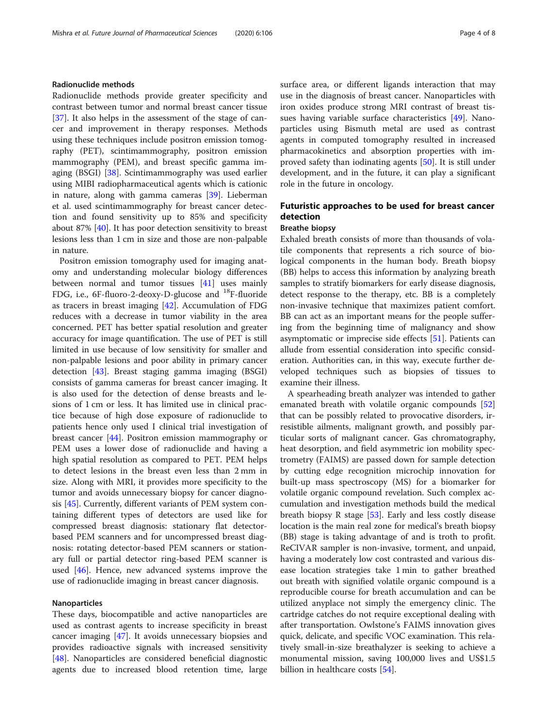### Radionuclide methods

Radionuclide methods provide greater specificity and contrast between tumor and normal breast cancer tissue [37]. It also helps in the assessment of the stage of cancer and improvement in therapy responses. Methods using these techniques include positron emission tomography (PET), scintimammography, positron emission mammography (PEM), and breast specific gamma imaging (BSGI) [38]. Scintimammography was used earlier using MIBI radiopharmaceutical agents which is cationic in nature, along with gamma cameras [39]. Lieberman et al. used scintimammography for breast cancer detection and found sensitivity up to 85% and specificity about 87% [40]. It has poor detection sensitivity to breast lesions less than 1 cm in size and those are non-palpable in nature.

Positron emission tomography used for imaging anatomy and understanding molecular biology differences between normal and tumor tissues [41] uses mainly FDG, i.e., 6F-fluoro-2-deoxy-D-glucose and $^{18}$F-fluoride as tracers in breast imaging [42]. Accumulation of FDG reduces with a decrease in tumor viability in the area concerned. PET has better spatial resolution and greater accuracy for image quantification. The use of PET is still limited in use because of low sensitivity for smaller and non-palpable lesions and poor ability in primary cancer detection [43]. Breast staging gamma imaging (BSGI) consists of gamma cameras for breast cancer imaging. It is also used for the detection of dense breasts and lesions of 1 cm or less. It has limited use in clinical practice because of high dose exposure of radionuclide to patients hence only used I clinical trial investigation of breast cancer [44]. Positron emission mammography or PEM uses a lower dose of radionuclide and having a high spatial resolution as compared to PET. PEM helps to detect lesions in the breast even less than 2 mm in size. Along with MRI, it provides more specificity to the tumor and avoids unnecessary biopsy for cancer diagnosis [45]. Currently, different variants of PEM system containing different types of detectors are used like for compressed breast diagnosis: stationary flat detector-based PEM scanners and for uncompressed breast diagnosis: rotating detector-based PEM scanners or stationary full or partial detector ring-based PEM scanner is used [46]. Hence, new advanced systems improve the use of radionuclide imaging in breast cancer diagnosis.

### Nanoparticles

These days, biocompatible and active nanoparticles are used as contrast agents to increase specificity in breast cancer imaging [47]. It avoids unnecessary biopsies and provides radioactive signals with increased sensitivity [48]. Nanoparticles are considered beneficial diagnostic agents due to increased blood retention time, large surface area, or different ligands interaction that may use in the diagnosis of breast cancer. Nanoparticles with iron oxides produce strong MRI contrast of breast tissues having variable surface characteristics [49]. Nanoparticles using Bismuth metal are used as contrast agents in computed tomography resulted in increased pharmacokinetics and absorption properties with improved safety than iodinating agents [50]. It is still under development, and in the future, it can play a significant role in the future in oncology.

## Futuristic approaches to be used for breast cancer detection

### Breathe biopsy

Exhaled breath consists of more than thousands of volatile components that represents a rich source of biological components in the human body. Breath biopsy (BB) helps to access this information by analyzing breath samples to stratify biomarkers for early disease diagnosis, detect response to the therapy, etc. BB is a completely non-invasive technique that maximizes patient comfort. BB can act as an important means for the people suffering from the beginning time of malignancy and show asymptomatic or imprecise side effects [51]. Patients can allude from essential consideration into specific consideration. Authorities can, in this way, execute further developed techniques such as biopsies of tissues to examine their illness.

A spearheading breath analyzer was intended to gather emanated breath with volatile organic compounds [52] that can be possibly related to provocative disorders, irresistible ailments, malignant growth, and possibly particular sorts of malignant cancer. Gas chromatography, heat desorption, and field asymmetric ion mobility spectrometry (FAIMS) are passed down for sample detection by cutting edge recognition microchip innovation for built-up mass spectroscopy (MS) for a biomarker for volatile organic compound revelation. Such complex accumulation and investigation methods build the medical breath biopsy R stage [53]. Early and less costly disease location is the main real zone for medical's breath biopsy (BB) stage is taking advantage of and is troth to profit. ReCIVAR sampler is non-invasive, torment, and unpaid, having a moderately low cost contrasted and various disease location strategies take 1 min to gather breathed out breath with signified volatile organic compound is a reproducible course for breath accumulation and can be utilized anyplace not simply the emergency clinic. The cartridge catches do not require exceptional dealing with after transportation. Owlstone's FAIMS innovation gives quick, delicate, and specific VOC examination. This relatively small-in-size breathalyzer is seeking to achieve a monumental mission, saving 100,000 lives and US$1.5 billion in healthcare costs [54].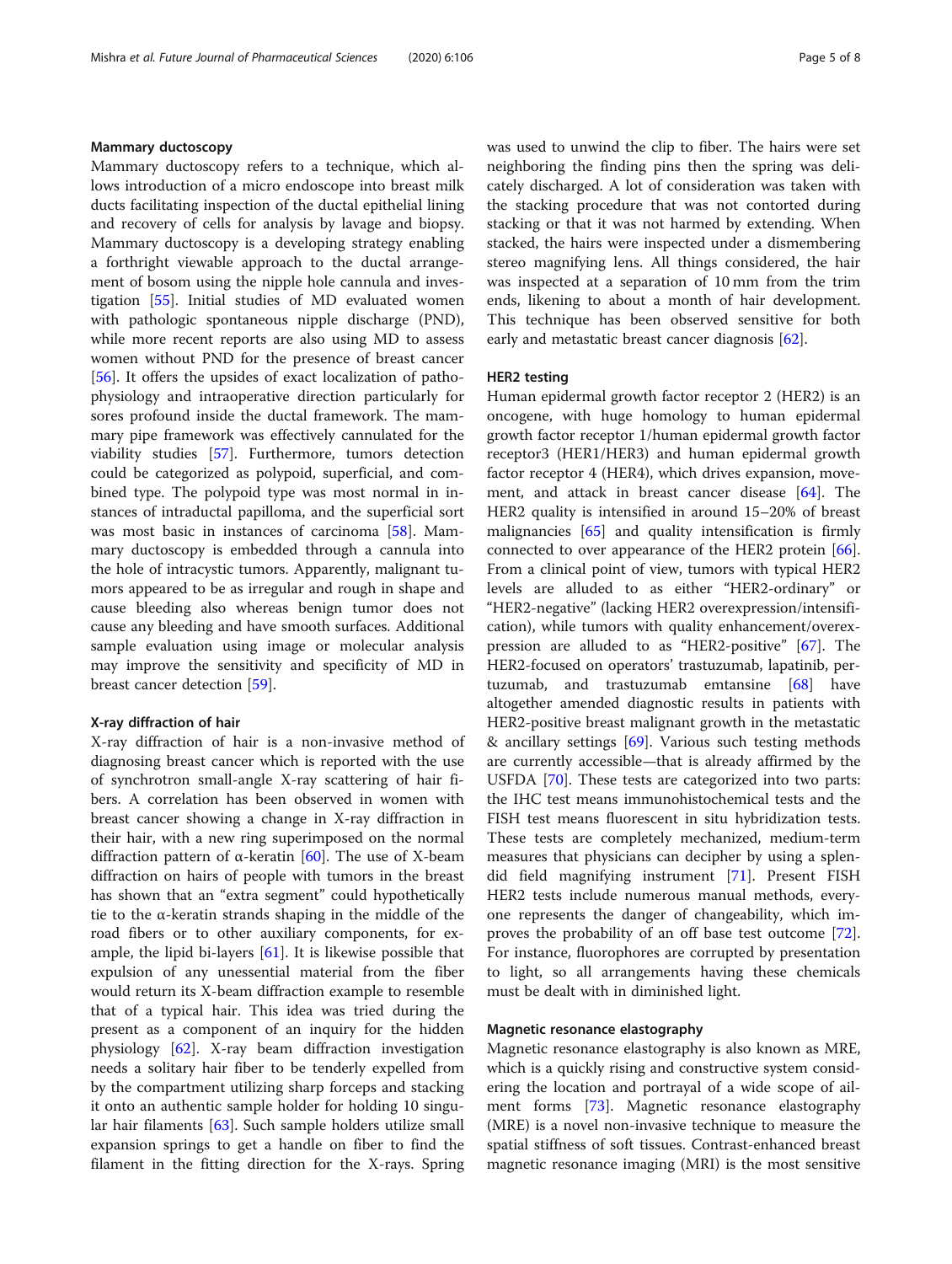### Mammary ductoscopy

Mammary ductoscopy refers to a technique, which allows introduction of a micro endoscope into breast milk ducts facilitating inspection of the ductal epithelial lining and recovery of cells for analysis by lavage and biopsy. Mammary ductoscopy is a developing strategy enabling a forthright viewable approach to the ductal arrangement of bosom using the nipple hole cannula and investigation [55]. Initial studies of MD evaluated women with pathologic spontaneous nipple discharge (PND), while more recent reports are also using MD to assess women without PND for the presence of breast cancer [56]. It offers the upsides of exact localization of pathophysiology and intraoperative direction particularly for sores profound inside the ductal framework. The mammary pipe framework was effectively cannulated for the viability studies [57]. Furthermore, tumors detection could be categorized as polypoid, superficial, and combined type. The polypoid type was most normal in instances of intraductal papilloma, and the superficial sort was most basic in instances of carcinoma [58]. Mammary ductoscopy is embedded through a cannula into the hole of intracystic tumors. Apparently, malignant tumors appeared to be as irregular and rough in shape and cause bleeding also whereas benign tumor does not cause any bleeding and have smooth surfaces. Additional sample evaluation using image or molecular analysis may improve the sensitivity and specificity of MD in breast cancer detection [59].

### X-ray diffraction of hair

X-ray diffraction of hair is a non-invasive method of diagnosing breast cancer which is reported with the use of synchrotron small-angle X-ray scattering of hair fibers. A correlation has been observed in women with breast cancer showing a change in X-ray diffraction in their hair, with a new ring superimposed on the normal diffraction pattern of α-keratin [60]. The use of X-beam diffraction on hairs of people with tumors in the breast has shown that an "extra segment" could hypothetically tie to the α-keratin strands shaping in the middle of the road fibers or to other auxiliary components, for example, the lipid bi-layers [61]. It is likewise possible that fiber expulsion of any unessential material from the fiber would return its X-beam diffraction example to resemble that of a typical hair. This idea was tried during the present as a component of an inquiry for the hidden physiology [62]. X-ray beam diffraction investigation needs a solitary hair fiber to be tenderly expelled from by the compartment utilizing sharp forceps and stacking it onto an authentic sample holder for holding 10 singular hair filaments [63]. Such sample holders utilize small expansion springs to get a handle on fiber to find the filament in the fitting direction for the X-rays. Spring was used to unwind the clip to fiber. The hairs were set neighboring the finding pins then the spring was delicately discharged. A lot of consideration was taken with the stacking procedure that was not contorted during stacking or that it was not harmed by extending. When stacked, the hairs were inspected under a dismembering stereo magnifying lens. All things considered, the hair was inspected at a separation of 10 mm from the trim ends, likening to about a month of hair development. This technique has been observed sensitive for both early and metastatic breast cancer diagnosis [62].

### HER2 testing

Human epidermal growth factor receptor 2 (HER2) is an oncogene, with huge homology to human epidermal growth factor receptor 1/human epidermal growth factor receptor3 (HER1/HER3) and human epidermal growth factor receptor 4 (HER4), which drives expansion, movement, and attack in breast cancer disease [64]. The HER2 quality is intensified in around 15–20% of breast malignancies [65] and quality intensification is firmly connected to over appearance of the HER2 protein [66]. From a clinical point of view, tumors with typical HER2 levels are alluded to as either "HER2-ordinary" or "HER2-negative" (lacking HER2 overexpression/intensification), while tumors with quality enhancement/overexpression are alluded to as "HER2-positive" [67]. The HER2-focused on operators' trastuzumab, lapatinib, pertuzumab, and trastuzumab emtansine [68] have altogether amended diagnostic results in patients with HER2-positive breast malignant growth in the metastatic & ancillary settings [69]. Various such testing methods are currently accessible—that is already affirmed by the USFDA [70]. These tests are categorized into two parts: the IHC test means immunohistochemical tests and the FISH test means fluorescent in situ hybridization tests. These tests are completely mechanized, medium-term measures that physicians can decipher by using a splendid field magnifying instrument [71]. Present FISH HER2 tests include numerous manual methods, everyone represents the danger of changeability, which improves the probability of an off base test outcome [72]. For instance, fluorophores are corrupted by presentation to light, so all arrangements having these chemicals must be dealt with in diminished light.

### Magnetic resonance elastography

Magnetic resonance elastography is also known as MRE, which is a quickly rising and constructive system considering the location and portrayal of a wide scope of ailment forms [73]. Magnetic resonance elastography (MRE) is a novel non-invasive technique to measure the spatial stiffness of soft tissues. Contrast-enhanced breast magnetic resonance imaging (MRI) is the most sensitive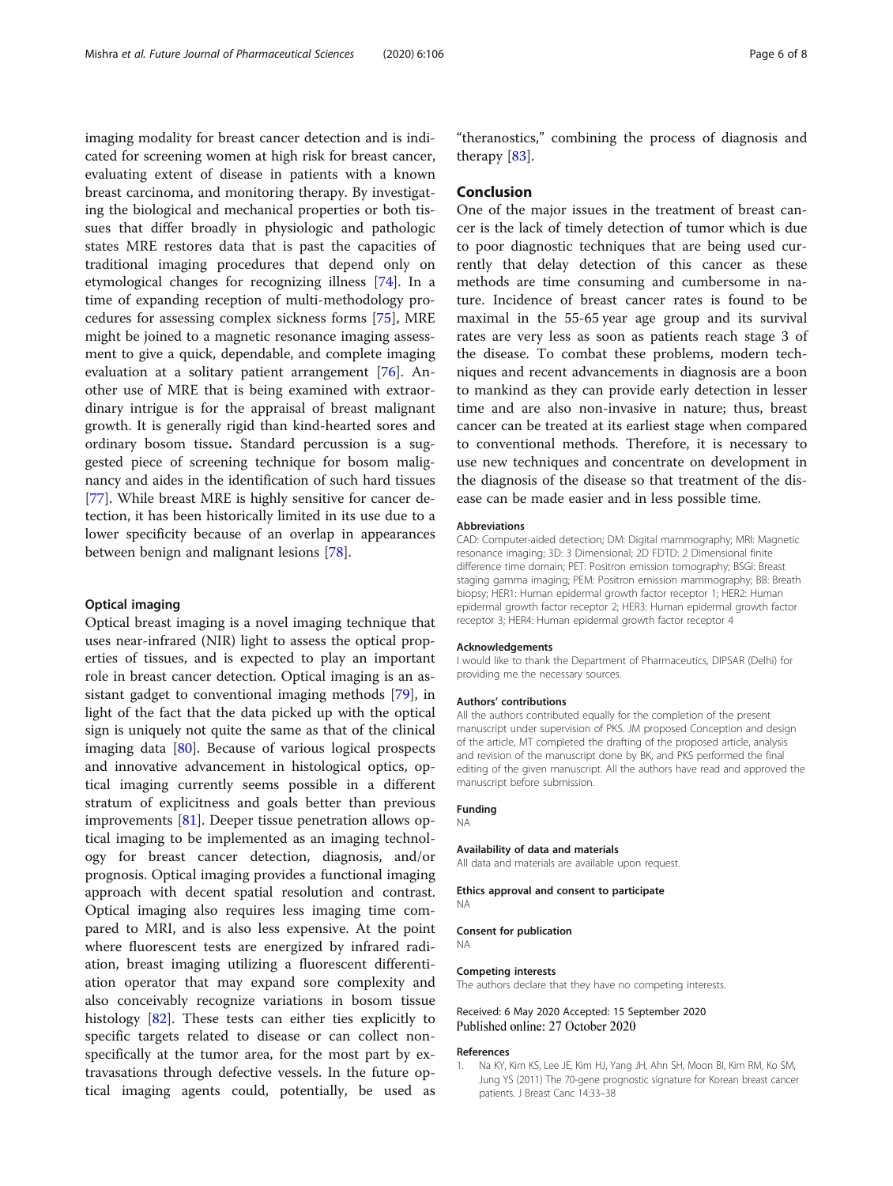imaging modality for breast cancer detection and is indicated for screening women at high risk for breast cancer, evaluating extent of disease in patients with a known breast carcinoma, and monitoring therapy. By investigating the biological and mechanical properties or both tissues that differ broadly in physiologic and pathologic states MRE restores data that is past the capacities of traditional imaging procedures that depend only on etymological changes for recognizing illness [74]. In a time of expanding reception of multi-methodology procedures for assessing complex sickness forms [75], MRE might be joined to a magnetic resonance imaging assessment to give a quick, dependable, and complete imaging evaluation at a solitary patient arrangement [76]. Another use of MRE that is being examined with extraordinary intrigue is for the appraisal of breast malignant growth. It is generally rigid than kind-hearted sores and ordinary bosom tissue**.** Standard percussion is a suggested piece of screening technique for bosom malignancy and aides in the identification of such hard tissues [77]. While breast MRE is highly sensitive for cancer detection, it has been historically limited in its use due to a lower specificity because of an overlap in appearances between benign and malignant lesions [78].

### Optical imaging

Optical breast imaging is a novel imaging technique that uses near-infrared (NIR) light to assess the optical properties of tissues, and is expected to play an important role in breast cancer detection. Optical imaging is an assistant gadget to conventional imaging methods [79], in light of the fact that the data picked up with the optical sign is uniquely not quite the same as that of the clinical imaging data [80]. Because of various logical prospects and innovative advancement in histological optics, optical imaging currently seems possible in a different stratum of explicitness and goals better than previous improvements [81]. Deeper tissue penetration allows optical imaging to be implemented as an imaging technology for breast cancer detection, diagnosis, and/or prognosis. Optical imaging provides a functional imaging approach with decent spatial resolution and contrast. Optical imaging also requires less imaging time compared to MRI, and is also less expensive. At the point where fluorescent tests are energized by infrared radiation, breast imaging utilizing a fluorescent differentiation operator that may expand sore complexity and also conceivably recognize variations in bosom tissue histology [82]. These tests can either ties explicitly to specific targets related to disease or can collect nonspecifically at the tumor area, for the most part by extravasations through defective vessels. In the future optical imaging agents could, potentially, be used as "theranostics," combining the process of diagnosis and therapy [83].

## Conclusion

One of the major issues in the treatment of breast cancer is the lack of timely detection of tumor which is due to poor diagnostic techniques that are being used currently that delay detection of this cancer as these methods are time consuming and cumbersome in nature. Incidence of breast cancer rates is found to be maximal in the 55-65 year age group and its survival rates are very less as soon as patients reach stage 3 of the disease. To combat these problems, modern techniques and recent advancements in diagnosis are a boon to mankind as they can provide early detection in lesser time and are also non-invasive in nature; thus, breast cancer can be treated at its earliest stage when compared to conventional methods. Therefore, it is necessary to use new techniques and concentrate on development in the diagnosis of the disease so that treatment of the disease can be made easier and in less possible time.

#### Abbreviations

CAD: Computer-aided detection; DM: Digital mammography; MRI: Magnetic resonance imaging; 3D: 3 Dimensional; 2D FDTD: 2 Dimensional finite difference time domain; PET: Positron emission tomography; BSGI: Breast staging gamma imaging; PEM: Positron emission mammography; BB: Breath biopsy; HER1: Human epidermal growth factor receptor 1; HER2: Human epidermal growth factor receptor 2; HER3: Human epidermal growth factor receptor 3; HER4: Human epidermal growth factor receptor 4

#### Acknowledgements

I would like to thank the Department of Pharmaceutics, DIPSAR (Delhi) for providing me the necessary sources.

#### Authors' contributions

All the authors contributed equally for the completion of the present manuscript under supervision of PKS. JM proposed Conception and design of the article, MT completed the drafting of the proposed article, analysis and revision of the manuscript done by BK, and PKS performed the final editing of the given manuscript. All the authors have read and approved the manuscript before submission.

#### Funding

NA

#### Availability of data and materials

All data and materials are available upon request.

#### Ethics approval and consent to participate

NA

#### Consent for publication

NA

#### Competing interests

The authors declare that they have no competing interests.

Received: 6 May 2020 Accepted: 15 September 2020
Published online: 27 October 2020

#### References

1. Na KY, Kim KS, Lee JE, Kim HJ, Yang JH, Ahn SH, Moon BI, Kim RM, Ko SM, Jung YS (2011) The 70-gene prognostic signature for Korean breast cancer patients. J Breast Canc 14:33–38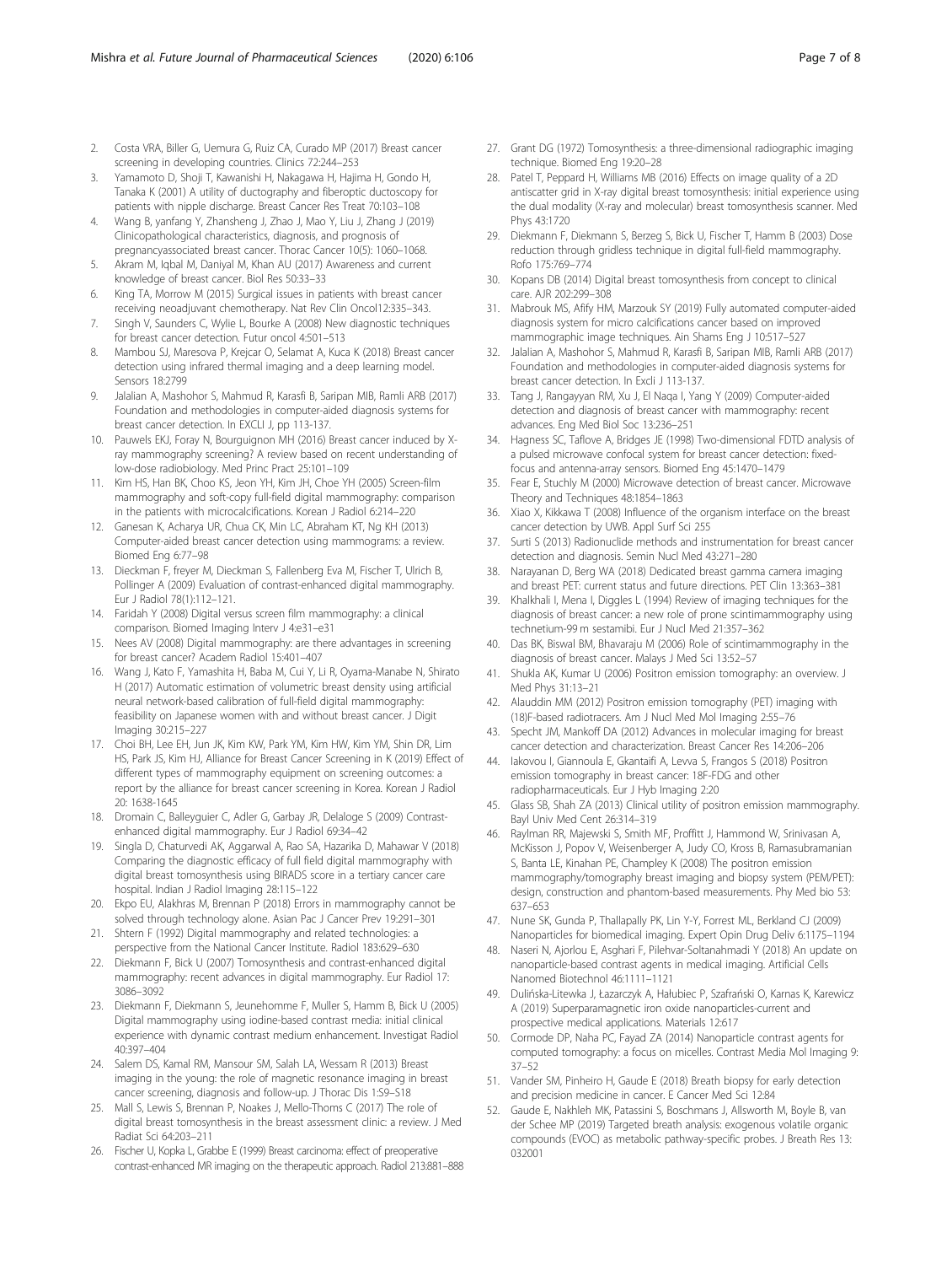2. Costa VRA, Biller G, Uemura G, Ruiz CA, Curado MP (2017) Breast cancer screening in developing countries. Clinics 72:244–253
3. Yamamoto D, Shoji T, Kawanishi H, Nakagawa H, Hajima H, Gondo H, Tanaka K (2001) A utility of ductography and fiberoptic ductoscopy for patients with nipple discharge. Breast Cancer Res Treat 70:103–108
4. Wang B, yanfang Y, Zhansheng J, Zhao J, Mao Y, Liu J, Zhang J (2019) Clinicopathological characteristics, diagnosis, and prognosis of pregnancyassociated breast cancer. Thorac Cancer 10(5): 1060–1068.
5. Akram M, Iqbal M, Daniyal M, Khan AU (2017) Awareness and current knowledge of breast cancer. Biol Res 50:33–33
6. King TA, Morrow M (2015) Surgical issues in patients with breast cancer receiving neoadjuvant chemotherapy. Nat Rev Clin Oncol12:335–343.
7. Singh V, Saunders C, Wylie L, Bourke A (2008) New diagnostic techniques for breast cancer detection. Futur oncol 4:501–513
8. Mambou SJ, Maresova P, Krejcar O, Selamat A, Kuca K (2018) Breast cancer detection using infrared thermal imaging and a deep learning model. Sensors 18:2799
9. Jalalian A, Mashohor S, Mahmud R, Karasfi B, Saripan MIB, Ramli ARB (2017) Foundation and methodologies in computer-aided diagnosis systems for breast cancer detection. In EXCLI J, pp 113-137.
10. Pauwels EKJ, Foray N, Bourguignon MH (2016) Breast cancer induced by X-ray mammography screening? A review based on recent understanding of low-dose radiobiology. Med Princ Pract 25:101–109
11. Kim HS, Han BK, Choo KS, Jeon YH, Kim JH, Choe YH (2005) Screen-film mammography and soft-copy full-field digital mammography: comparison in the patients with microcalcifications. Korean J Radiol 6:214–220
12. Ganesan K, Acharya UR, Chua CK, Min LC, Abraham KT, Ng KH (2013) Computer-aided breast cancer detection using mammograms: a review. Biomed Eng 6:77–98
13. Dieckman F, freyer M, Dieckman S, Fallenberg Eva M, Fischer T, Ulrich B, Pollinger A (2009) Evaluation of contrast-enhanced digital mammography. Eur J Radiol 78(1):112–121.
14. Faridah Y (2008) Digital versus screen film mammography: a clinical comparison. Biomed Imaging Interv J 4:e31–e31
15. Nees AV (2008) Digital mammography: are there advantages in screening for breast cancer? Academ Radiol 15:401–407
16. Wang J, Kato F, Yamashita H, Baba M, Cui Y, Li R, Oyama-Manabe N, Shirato H (2017) Automatic estimation of volumetric breast density using artificial neural network-based calibration of full-field digital mammography: feasibility on Japanese women with and without breast cancer. J Digit Imaging 30:215–227
17. Choi BH, Lee EH, Jun JK, Kim KW, Park YM, Kim HW, Kim YM, Shin DR, Lim HS, Park JS, Kim HJ, Alliance for Breast Cancer Screening in K (2019) Effect of different types of mammography equipment on screening outcomes: a report by the alliance for breast cancer screening in Korea. Korean J Radiol 20: 1638-1645
18. Dromain C, Balleyguier C, Adler G, Garbay JR, Delaloge S (2009) Contrast-enhanced digital mammography. Eur J Radiol 69:34–42
19. Singla D, Chaturvedi AK, Aggarwal A, Rao SA, Hazarika D, Mahawar V (2018) Comparing the diagnostic efficacy of full field digital mammography with digital breast tomosynthesis using BIRADS score in a tertiary cancer care hospital. Indian J Radiol Imaging 28:115–122
20. Ekpo EU, Alakhras M, Brennan P (2018) Errors in mammography cannot be solved through technology alone. Asian Pac J Cancer Prev 19:291–301
21. Shtern F (1992) Digital mammography and related technologies: a perspective from the National Cancer Institute. Radiol 183:629–630
22. Diekmann F, Bick U (2007) Tomosynthesis and contrast-enhanced digital mammography: recent advances in digital mammography. Eur Radiol 17: 3086–3092
23. Diekmann F, Diekmann S, Jeunehomme F, Muller S, Hamm B, Bick U (2005) Digital mammography using iodine-based contrast media: initial clinical experience with dynamic contrast medium enhancement. Investigat Radiol 40:397–404
24. Salem DS, Kamal RM, Mansour SM, Salah LA, Wessam R (2013) Breast imaging in the young: the role of magnetic resonance imaging in breast cancer screening, diagnosis and follow-up. J Thorac Dis 1:S9–S18
25. Mall S, Lewis S, Brennan P, Noakes J, Mello-Thoms C (2017) The role of digital breast tomosynthesis in the breast assessment clinic: a review. J Med Radiat Sci 64:203–211
26. Fischer U, Kopka L, Grabbe E (1999) Breast carcinoma: effect of preoperative contrast-enhanced MR imaging on the therapeutic approach. Radiol 213:881–888
27. Grant DG (1972) Tomosynthesis: a three-dimensional radiographic imaging technique. Biomed Eng 19:20–28
28. Patel T, Peppard H, Williams MB (2016) Effects on image quality of a 2D antiscatter grid in X-ray digital breast tomosynthesis: initial experience using the dual modality (X-ray and molecular) breast tomosynthesis scanner. Med Phys 43:1720
29. Diekmann F, Diekmann S, Berzeg S, Bick U, Fischer T, Hamm B (2003) Dose reduction through gridless technique in digital full-field mammography. Rofo 175:769–774
30. Kopans DB (2014) Digital breast tomosynthesis from concept to clinical care. AJR 202:299–308
31. Mabrouk MS, Afify HM, Marzouk SY (2019) Fully automated computer-aided diagnosis system for micro calcifications cancer based on improved mammographic image techniques. Ain Shams Eng J 10:517–527
32. Jalalian A, Mashohor S, Mahmud R, Karasfi B, Saripan MIB, Ramli ARB (2017) Foundation and methodologies in computer-aided diagnosis systems for breast cancer detection. In Excli J 113-137.
33. Tang J, Rangayyan RM, Xu J, El Naqa I, Yang Y (2009) Computer-aided detection and diagnosis of breast cancer with mammography: recent advances. Eng Med Biol Soc 13:236–251
34. Hagness SC, Taflove A, Bridges JE (1998) Two-dimensional FDTD analysis of a pulsed microwave confocal system for breast cancer detection: fixed-focus and antenna-array sensors. Biomed Eng 45:1470–1479
35. Fear E, Stuchly M (2000) Microwave detection of breast cancer. Microwave Theory and Techniques 48:1854–1863
36. Xiao X, Kikkawa T (2008) Influence of the organism interface on the breast cancer detection by UWB. Appl Surf Sci 255
37. Surti S (2013) Radionuclide methods and instrumentation for breast cancer detection and diagnosis. Semin Nucl Med 43:271–280
38. Narayanan D, Berg WA (2018) Dedicated breast gamma camera imaging and breast PET: current status and future directions. PET Clin 13:363–381
39. Khalkhali I, Mena I, Diggles L (1994) Review of imaging techniques for the diagnosis of breast cancer: a new role of prone scintimammography using technetium-99 m sestamibi. Eur J Nucl Med 21:357–362
40. Das BK, Biswal BM, Bhavaraju M (2006) Role of scintimammography in the diagnosis of breast cancer. Malays J Med Sci 13:52–57
41. Shukla AK, Kumar U (2006) Positron emission tomography: an overview. J Med Phys 31:13–21
42. Alauddin MM (2012) Positron emission tomography (PET) imaging with (18)F-based radiotracers. Am J Nucl Med Mol Imaging 2:55–76
43. Specht JM, Mankoff DA (2012) Advances in molecular imaging for breast cancer detection and characterization. Breast Cancer Res 14:206–206
44. Iakovou I, Giannoula E, Gkantaifi A, Levva S, Frangos S (2018) Positron emission tomography in breast cancer: 18F-FDG and other radiopharmaceuticals. Eur J Hyb Imaging 2:20
45. Glass SB, Shah ZA (2013) Clinical utility of positron emission mammography. Bayl Univ Med Cent 26:314–319
46. Raylman RR, Majewski S, Smith MF, Proffitt J, Hammond W, Srinivasan A, McKisson J, Popov V, Weisenberger A, Judy CO, Kross B, Ramasubramanian S, Banta LE, Kinahan PE, Champley K (2008) The positron emission mammography/tomography breast imaging and biopsy system (PEM/PET): design, construction and phantom-based measurements. Phy Med bio 53: 637–653
47. Nune SK, Gunda P, Thallapally PK, Lin Y-Y, Forrest ML, Berkland CJ (2009) Nanoparticles for biomedical imaging. Expert Opin Drug Deliv 6:1175–1194
48. Naseri N, Ajorlou E, Asghari F, Pilehvar-Soltanahmadi Y (2018) An update on nanoparticle-based contrast agents in medical imaging. Artificial Cells Nanomed Biotechnol 46:1111–1121
49. Dulińska-Litewka J, Łazarczyk A, Hałubiec P, Szafrański O, Karnas K, Karewicz A (2019) Superparamagnetic iron oxide nanoparticles-current and prospective medical applications. Materials 12:617
50. Cormode DP, Naha PC, Fayad ZA (2014) Nanoparticle contrast agents for computed tomography: a focus on micelles. Contrast Media Mol Imaging 9: 37–52
51. Vander SM, Pinheiro H, Gaude E (2018) Breath biopsy for early detection and precision medicine in cancer. E Cancer Med Sci 12:84
52. Gaude E, Nakhleh MK, Patassini S, Boschmans J, Allsworth M, Boyle B, van der Schee MP (2019) Targeted breath analysis: exogenous volatile organic compounds (EVOC) as metabolic pathway-specific probes. J Breath Res 13: 032001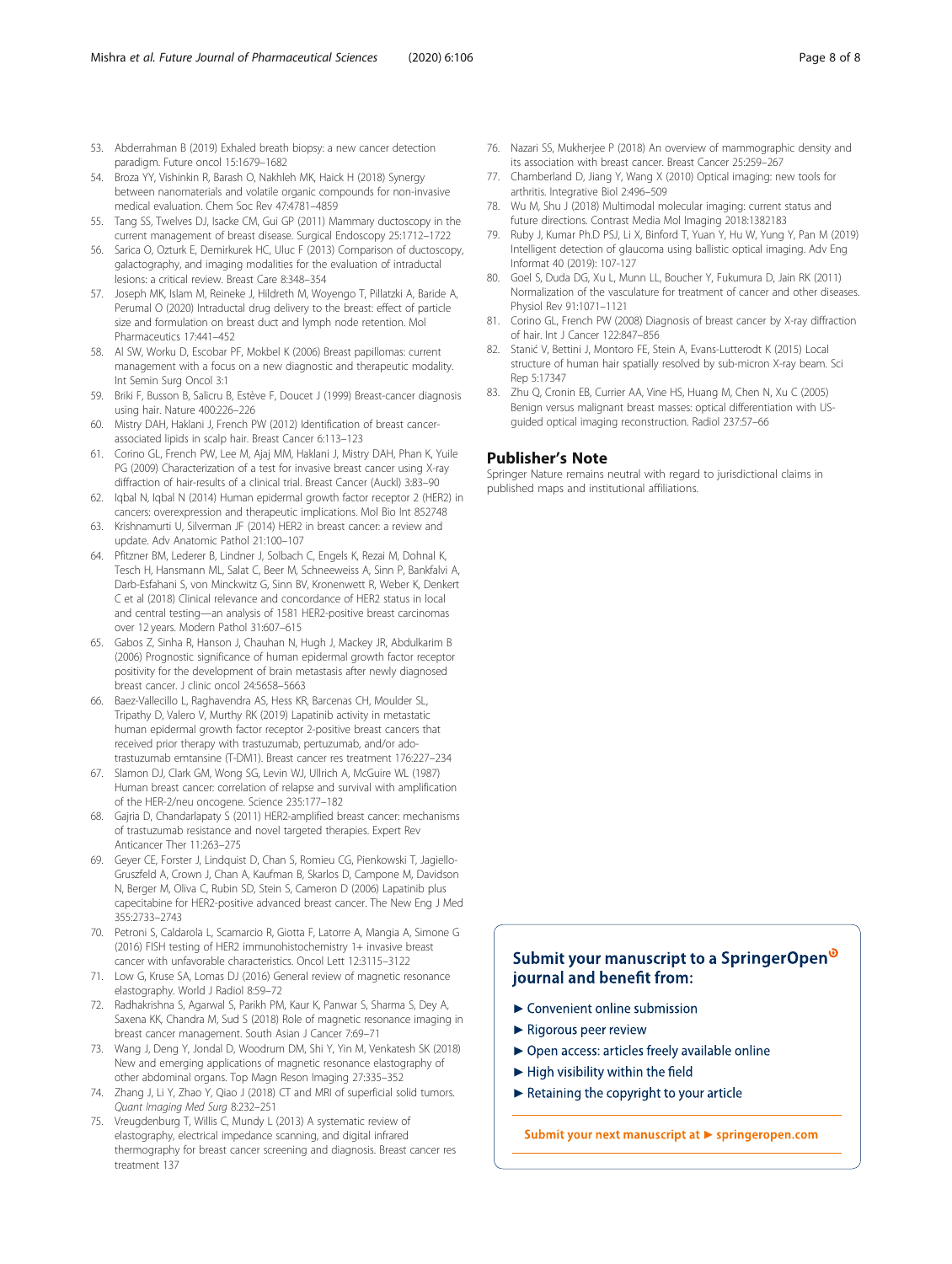53. Abderrahman B (2019) Exhaled breath biopsy: a new cancer detection paradigm. Future oncol 15:1679–1682
54. Broza YY, Vishinkin R, Barash O, Nakhleh MK, Haick H (2018) Synergy between nanomaterials and volatile organic compounds for non-invasive medical evaluation. Chem Soc Rev 47:4781–4859
55. Tang SS, Twelves DJ, Isacke CM, Gui GP (2011) Mammary ductoscopy in the current management of breast disease. Surgical Endoscopy 25:1712–1722
56. Sarica O, Ozturk E, Demirkurek HC, Uluc F (2013) Comparison of ductoscopy, galactography, and imaging modalities for the evaluation of intraductal lesions: a critical review. Breast Care 8:348–354
57. Joseph MK, Islam M, Reineke J, Hildreth M, Woyengo T, Pillatzki A, Baride A, Perumal O (2020) Intraductal drug delivery to the breast: effect of particle size and formulation on breast duct and lymph node retention. Mol Pharmaceutics 17:441–452
58. Al SW, Worku D, Escobar PF, Mokbel K (2006) Breast papillomas: current management with a focus on a new diagnostic and therapeutic modality. Int Semin Surg Oncol 3:1
59. Briki F, Busson B, Salicru B, Estève F, Doucet J (1999) Breast-cancer diagnosis using hair. Nature 400:226–226
60. Mistry DAH, Haklani J, French PW (2012) Identification of breast cancer-associated lipids in scalp hair. Breast Cancer 6:113–123
61. Corino GL, French PW, Lee M, Ajaj MM, Haklani J, Mistry DAH, Phan K, Yuile PG (2009) Characterization of a test for invasive breast cancer using X-ray diffraction of hair-results of a clinical trial. Breast Cancer (Auckl) 3:83–90
62. Iqbal N, Iqbal N (2014) Human epidermal growth factor receptor 2 (HER2) in cancers: overexpression and therapeutic implications. Mol Bio Int 852748
63. Krishnamurti U, Silverman JF (2014) HER2 in breast cancer: a review and update. Adv Anatomic Pathol 21:100–107
64. Pfitzner BM, Lederer B, Lindner J, Solbach C, Engels K, Rezai M, Dohnal K, Tesch H, Hansmann ML, Salat C, Beer M, Schneeweiss A, Sinn P, Bankfalvi A, Darb-Esfahani S, von Minckwitz G, Sinn BV, Kronenwett R, Weber K, Denkert C et al (2018) Clinical relevance and concordance of HER2 status in local and central testing—an analysis of 1581 HER2-positive breast carcinomas over 12 years. Modern Pathol 31:607–615
65. Gabos Z, Sinha R, Hanson J, Chauhan N, Hugh J, Mackey JR, Abdulkarim B (2006) Prognostic significance of human epidermal growth factor receptor positivity for the development of brain metastasis after newly diagnosed breast cancer. J clinic oncol 24:5658–5663
66. Baez-Vallecillo L, Raghavendra AS, Hess KR, Barcenas CH, Moulder SL, Tripathy D, Valero V, Murthy RK (2019) Lapatinib activity in metastatic human epidermal growth factor receptor 2-positive breast cancers that received prior therapy with trastuzumab, pertuzumab, and/or ado-trastuzumab emtansine (T-DM1). Breast cancer res treatment 176:227–234
67. Slamon DJ, Clark GM, Wong SG, Levin WJ, Ullrich A, McGuire WL (1987) Human breast cancer: correlation of relapse and survival with amplification of the HER-2/neu oncogene. Science 235:177–182
68. Gajria D, Chandarlapaty S (2011) HER2-amplified breast cancer: mechanisms of trastuzumab resistance and novel targeted therapies. Expert Rev Anticancer Ther 11:263–275
69. Geyer CE, Forster J, Lindquist D, Chan S, Romieu CG, Pienkowski T, Jagiello-Gruszfeld A, Crown J, Chan A, Kaufman B, Skarlos D, Campone M, Davidson N, Berger M, Oliva C, Rubin SD, Stein S, Cameron D (2006) Lapatinib plus capecitabine for HER2-positive advanced breast cancer. The New Eng J Med 355:2733–2743
70. Petroni S, Caldarola L, Scamarcio R, Giotta F, Latorre A, Mangia A, Simone G (2016) FISH testing of HER2 immunohistochemistry 1+ invasive breast cancer with unfavorable characteristics. Oncol Lett 12:3115–3122
71. Low G, Kruse SA, Lomas DJ (2016) General review of magnetic resonance elastography. World J Radiol 8:59–72
72. Radhakrishna S, Agarwal S, Parikh PM, Kaur K, Panwar S, Sharma S, Dey A, Saxena KK, Chandra M, Sud S (2018) Role of magnetic resonance imaging in breast cancer management. South Asian J Cancer 7:69–71
73. Wang J, Deng Y, Jondal D, Woodrum DM, Shi Y, Yin M, Venkatesh SK (2018) New and emerging applications of magnetic resonance elastography of other abdominal organs. Top Magn Reson Imaging 27:335–352
74. Zhang J, Li Y, Zhao Y, Qiao J (2018) CT and MRI of superficial solid tumors. *Quant Imaging Med Surg* 8:232–251
75. Vreugdenburg T, Willis C, Mundy L (2013) A systematic review of elastography, electrical impedance scanning, and digital infrared thermography for breast cancer screening and diagnosis. Breast cancer res treatment 137
76. Nazari SS, Mukherjee P (2018) An overview of mammographic density and its association with breast cancer. Breast Cancer 25:259–267
77. Chamberland D, Jiang Y, Wang X (2010) Optical imaging: new tools for arthritis. Integrative Biol 2:496–509
78. Wu M, Shu J (2018) Multimodal molecular imaging: current status and future directions. Contrast Media Mol Imaging 2018:1382183
79. Ruby J, Kumar Ph.D PSJ, Li X, Binford T, Yuan Y, Hu W, Yung Y, Pan M (2019) Intelligent detection of glaucoma using ballistic optical imaging. Adv Eng Informat 40 (2019): 107-127
80. Goel S, Duda DG, Xu L, Munn LL, Boucher Y, Fukumura D, Jain RK (2011) Normalization of the vasculature for treatment of cancer and other diseases. Physiol Rev 91:1071–1121
81. Corino GL, French PW (2008) Diagnosis of breast cancer by X-ray diffraction of hair. Int J Cancer 122:847–856
82. Stanić V, Bettini J, Montoro FE, Stein A, Evans-Lutterodt K (2015) Local structure of human hair spatially resolved by sub-micron X-ray beam. Sci Rep 5:17347
83. Zhu Q, Cronin EB, Currier AA, Vine HS, Huang M, Chen N, Xu C (2005) Benign versus malignant breast masses: optical differentiation with US-guided optical imaging reconstruction. Radiol 237:57–66

## Publisher's Note

Springer Nature remains neutral with regard to jurisdictional claims in published maps and institutional affiliations.

**Submit your manuscript to a SpringerOpen journal and benefit from:**

- ► Convenient online submission
- ► Rigorous peer review
- ► Open access: articles freely available online
- ► High visibility within the field
- ► Retaining the copyright to your article

**Submit your next manuscript at ► springeropen.com**